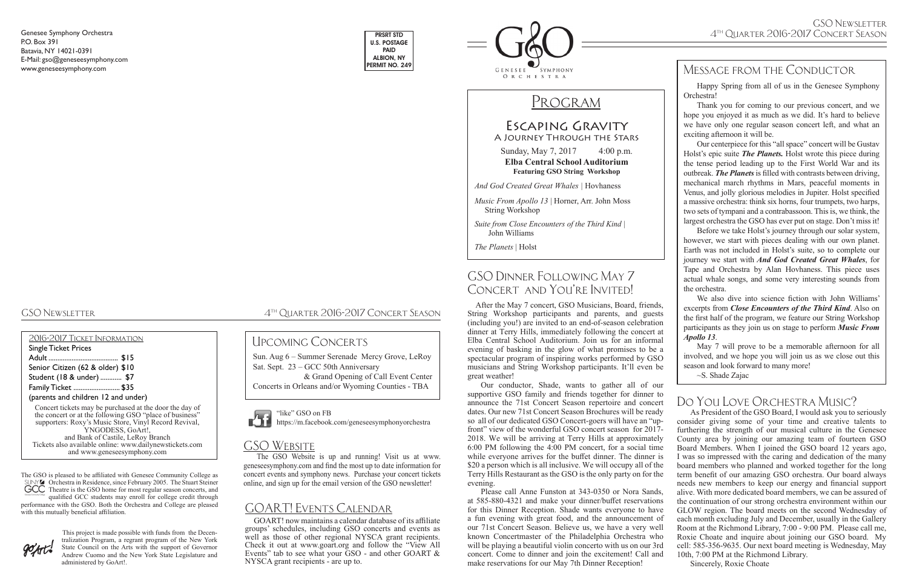Genesee Symphony Orchestra
P.O. Box 391
Batavia, NY 14021-0391
E-Mail: gso@geneseesymphony.com
www.geneseesymphony.com

PRSRT STD
U.S. POSTAGE
PAID
ALBION, NY
PERMIT NO. 249

## 2016-2017 Ticket Information

**Single Ticket Prices**

| | |
|---|---|
| Adult | $15 |
| Senior Citizen (62 & older) | $10 |
| Student (18 & under) | $7 |
| Family Ticket | $35 |

(parents and children 12 and under)

Concert tickets may be purchased at the door the day of the concert or at the following GSO "place of business" supporters: Roxy's Music Store, Vinyl Record Revival, YNGODESS, GoArt!, and Bank of Castile, LeRoy Branch
Tickets also available online: www.dailynewstickets.com and www.geneseesymphony.com

The GSO is pleased to be affiliated with Genesee Community College as Orchestra in Residence, since February 2005. The Stuart Steiner Theatre is the GSO home for most regular season concerts, and qualified GCC students may enroll for college credit through performance with the GSO. Both the Orchestra and College are pleased with this mutually beneficial affiliation.

This project is made possible with funds from the Decentralization Program, a regrant program of the New York State Council on the Arts with the support of Governor Andrew Cuomo and the New York State Legislature and administered by GoArt!.

## Upcoming Concerts

Sun. Aug 6 – Summer Serenade Mercy Grove, LeRoy
Sat. Sept. 23 – GCC 50th Anniversary
& Grand Opening of Call Event Center
Concerts in Orleans and/or Wyoming Counties - TBA

"like" GSO on FB
https://m.facebook.com/geneseesymphonyorchestra

## GSO Website

The GSO Website is up and running! Visit us at www.geneseesymphony.com and find the most up to date information for concert events and symphony news. Purchase your concert tickets online, and sign up for the email version of the GSO newsletter!

## GOART! Events Calendar

GOART! now maintains a calendar database of its affiliate groups' schedules, including GSO concerts and events as well as those of other regional NYSCA grant recipients. Check it out at www.goart.org and follow the "View All Events" tab to see what your GSO - and other GOART & NYSCA grant recipients - are up to.

Genesee Symphony Orchestra

# Program

## Escaping Gravity
### A Journey Through the Stars

Sunday, May 7, 2017 4:00 p.m.
**Elba Central School Auditorium**
**Featuring GSO String Workshop**

*And God Created Great Whales* | Hovhaness

*Music From Apollo 13* | Horner, Arr. John Moss
String Workshop

*Suite from Close Encounters of the Third Kind* | John Williams

*The Planets* | Holst

## GSO Dinner Following May 7 Concert and You're Invited!

After the May 7 concert, GSO Musicians, Board, friends, String Workshop participants and parents, and guests (including you!) are invited to an end-of-season celebration dinner at Terry Hills, immediately following the concert at Elba Central School Auditorium. Join us for an informal evening of basking in the glow of what promises to be a spectacular program of inspiring works performed by GSO musicians and String Workshop participants. It'll even be great weather!

Our conductor, Shade, wants to gather all of our supportive GSO family and friends together for dinner to announce the 71st Concert Season repertoire and concert dates. Our new 71st Concert Season Brochures will be ready so all of our dedicated GSO Concert-goers will have an "up-front" view of the wonderful GSO concert season for 2017-2018. We will be arriving at Terry Hills at approximately 6:00 PM following the 4:00 PM concert, for a social time while everyone arrives for the buffet dinner. The dinner is $20 a person which is all inclusive. We will occupy all of the Terry Hills Restaurant as the GSO is the only party on for the evening.

Please call Anne Funston at 343-0350 or Nora Sands, at 585-880-4321 and make your dinner/buffet reservations for this Dinner Reception. Shade wants everyone to have a fun evening with great food, and the announcement of our 71st Concert Season. Believe us, we have a very well known Concertmaster of the Philadelphia Orchestra who will be playing a beautiful violin concerto with us on our 3rd concert. Come to dinner and join the excitement! Call and make reservations for our May 7th Dinner Reception!

## Message from the Conductor

Happy Spring from all of us in the Genesee Symphony Orchestra!

Thank you for coming to our previous concert, and we hope you enjoyed it as much as we did. It's hard to believe we have only one regular season concert left, and what an exciting afternoon it will be.

Our centerpiece for this "all space" concert will be Gustav Holst's epic suite ***The Planets.*** Holst wrote this piece during the tense period leading up to the First World War and its outbreak. ***The Planets*** is filled with contrasts between driving, mechanical march rhythms in Mars, peaceful moments in Venus, and jolly glorious melodies in Jupiter. Holst specified a massive orchestra: think six horns, four trumpets, two harps, two sets of tympani and a contrabassoon. This is, we think, the largest orchestra the GSO has ever put on stage. Don't miss it!

Before we take Holst's journey through our solar system, however, we start with pieces dealing with our own planet. Earth was not included in Holst's suite, so to complete our journey we start with ***And God Created Great Whales***, for Tape and Orchestra by Alan Hovhaness. This piece uses actual whale songs, and some very interesting sounds from the orchestra.

We also dive into science fiction with John Williams' excerpts from ***Close Encounters of the Third Kind***. Also on the first half of the program, we feature our String Workshop participants as they join us on stage to perform ***Music From Apollo 13***.

May 7 will prove to be a memorable afternoon for all involved, and we hope you will join us as we close out this season and look forward to many more!

~S. Shade Zajac

## Do You Love Orchestra Music?

As President of the GSO Board, I would ask you to seriously consider giving some of your time and creative talents to furthering the strength of our musical culture in the Genesee County area by joining our amazing team of fourteen GSO Board Members. When I joined the GSO board 12 years ago, I was so impressed with the caring and dedication of the many board members who planned and worked together for the long term benefit of our amazing GSO orchestra. Our board always needs new members to keep our energy and financial support alive. With more dedicated board members, we can be assured of the continuation of our strong orchestra environment within our GLOW region. The board meets on the second Wednesday of each month excluding July and December, usually in the Gallery Room at the Richmond Library, 7:00 - 9:00 PM. Please call me, Roxie Choate and inquire about joining our GSO board. My cell: 585-356-9635. Our next board meeting is Wednesday, May 10th, 7:00 PM at the Richmond Library.

Sincerely, Roxie Choate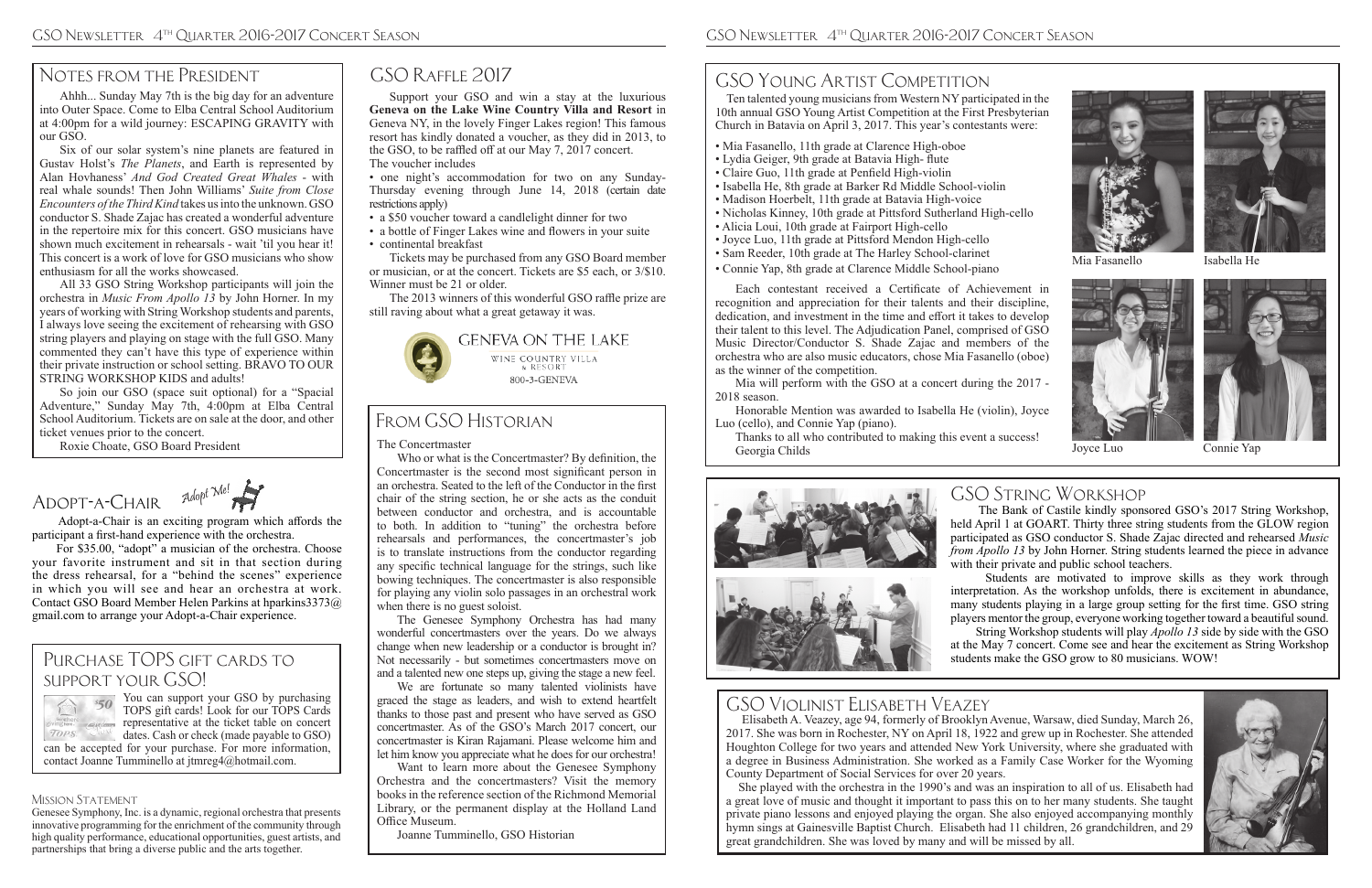## Notes from the President

Ahhh... Sunday May 7th is the big day for an adventure into Outer Space. Come to Elba Central School Auditorium at 4:00pm for a wild journey: ESCAPING GRAVITY with our GSO.

Six of our solar system's nine planets are featured in Gustav Holst's *The Planets*, and Earth is represented by Alan Hovhaness' *And God Created Great Whales* - with real whale sounds! Then John Williams' *Suite from Close Encounters of the Third Kind* takes us into the unknown. GSO conductor S. Shade Zajac has created a wonderful adventure in the repertoire mix for this concert. GSO musicians have shown much excitement in rehearsals - wait 'til you hear it! This concert is a work of love for GSO musicians who show enthusiasm for all the works showcased.

All 33 GSO String Workshop participants will join the orchestra in *Music From Apollo 13* by John Horner. In my years of working with String Workshop students and parents, I always love seeing the excitement of rehearsing with GSO string players and playing on stage with the full GSO. Many commented they can't have this type of experience within their private instruction or school setting. BRAVO TO OUR STRING WORKSHOP KIDS and adults!

So join our GSO (space suit optional) for a "Spacial Adventure," Sunday May 7th, 4:00pm at Elba Central School Auditorium. Tickets are on sale at the door, and other ticket venues prior to the concert.

Roxie Choate, GSO Board President

## Adopt-a-Chair

*Adopt Me!*

Adopt-a-Chair is an exciting program which affords the participant a first-hand experience with the orchestra.

For $35.00, "adopt" a musician of the orchestra. Choose your favorite instrument and sit in that section during the dress rehearsal, for a "behind the scenes" experience in which you will see and hear an orchestra at work. Contact GSO Board Member Helen Parkins at hparkins3373@gmail.com to arrange your Adopt-a-Chair experience.

## Purchase TOPS gift cards to support your GSO!

You can support your GSO by purchasing TOPS gift cards! Look for our TOPS Cards representative at the ticket table on concert dates. Cash or check (made payable to GSO) can be accepted for your purchase. For more information, contact Joanne Tumminello at jtmreg4@hotmail.com.

### Mission Statement

Genesee Symphony, Inc. is a dynamic, regional orchestra that presents innovative programming for the enrichment of the community through high quality performance, educational opportunities, guest artists, and partnerships that bring a diverse public and the arts together.

## GSO Raffle 2017

Support your GSO and win a stay at the luxurious **Geneva on the Lake Wine Country Villa and Resort** in Geneva NY, in the lovely Finger Lakes region! This famous resort has kindly donated a voucher, as they did in 2013, to the GSO, to be raffled off at our May 7, 2017 concert.

The voucher includes

- one night's accommodation for two on any Sunday-Thursday evening through June 14, 2018 (certain date restrictions apply)
- a $50 voucher toward a candlelight dinner for two
- a bottle of Finger Lakes wine and flowers in your suite
- continental breakfast

Tickets may be purchased from any GSO Board member or musician, or at the concert. Tickets are $5 each, or 3/$10. Winner must be 21 or older.

The 2013 winners of this wonderful GSO raffle prize are still raving about what a great getaway it was.

GENEVA ON THE LAKE
WINE COUNTRY VILLA & RESORT
800-3-GENEVA

## From GSO Historian

The Concertmaster

Who or what is the Concertmaster? By definition, the Concertmaster is the second most significant person in an orchestra. Seated to the left of the Conductor in the first chair of the string section, he or she acts as the conduit between conductor and orchestra, and is accountable to both. In addition to "tuning" the orchestra before rehearsals and performances, the concertmaster's job is to translate instructions from the conductor regarding any specific technical language for the strings, such like bowing techniques. The concertmaster is also responsible for playing any violin solo passages in an orchestral work when there is no guest soloist.

The Genesee Symphony Orchestra has had many wonderful concertmasters over the years. Do we always change when new leadership or a conductor is brought in? Not necessarily - but sometimes concertmasters move on and a talented new one steps up, giving the stage a new feel.

We are fortunate so many talented violinists have graced the stage as leaders, and wish to extend heartfelt thanks to those past and present who have served as GSO concertmaster. As of the GSO's March 2017 concert, our concertmaster is Kiran Rajamani. Please welcome him and let him know you appreciate what he does for our orchestra!

Want to learn more about the Genesee Symphony Orchestra and the concertmasters? Visit the memory books in the reference section of the Richmond Memorial Library, or the permanent display at the Holland Land Office Museum.

Joanne Tumminello, GSO Historian

## GSO Young Artist Competition

Ten talented young musicians from Western NY participated in the 10th annual GSO Young Artist Competition at the First Presbyterian Church in Batavia on April 3, 2017. This year's contestants were:

- Mia Fasanello, 11th grade at Clarence High-oboe
- Lydia Geiger, 9th grade at Batavia High- flute
- Claire Guo, 11th grade at Penfield High-violin
- Isabella He, 8th grade at Barker Rd Middle School-violin
- Madison Hoerbelt, 11th grade at Batavia High-voice
- Nicholas Kinney, 10th grade at Pittsford Sutherland High-cello
- Alicia Loui, 10th grade at Fairport High-cello
- Joyce Luo, 11th grade at Pittsford Mendon High-cello
- Sam Reeder, 10th grade at The Harley School-clarinet
- Connie Yap, 8th grade at Clarence Middle School-piano

Each contestant received a Certificate of Achievement in recognition and appreciation for their talents and their discipline, dedication, and investment in the time and effort it takes to develop their talent to this level. The Adjudication Panel, comprised of GSO Music Director/Conductor S. Shade Zajac and members of the orchestra who are also music educators, chose Mia Fasanello (oboe) as the winner of the competition.

Mia will perform with the GSO at a concert during the 2017 - 2018 season.

Honorable Mention was awarded to Isabella He (violin), Joyce Luo (cello), and Connie Yap (piano).

Thanks to all who contributed to making this event a success!
Georgia Childs

Mia Fasanello

Isabella He

Joyce Luo

Connie Yap

## GSO String Workshop

The Bank of Castile kindly sponsored GSO's 2017 String Workshop, held April 1 at GOART. Thirty three string students from the GLOW region participated as GSO conductor S. Shade Zajac directed and rehearsed *Music from Apollo 13* by John Horner. String students learned the piece in advance with their private and public school teachers.

Students are motivated to improve skills as they work through interpretation. As the workshop unfolds, there is excitement in abundance, many students playing in a large group setting for the first time. GSO string players mentor the group, everyone working together toward a beautiful sound.

String Workshop students will play *Apollo 13* side by side with the GSO at the May 7 concert. Come see and hear the excitement as String Workshop students make the GSO grow to 80 musicians. WOW!

## GSO Violinist Elisabeth Veazey

Elisabeth A. Veazey, age 94, formerly of Brooklyn Avenue, Warsaw, died Sunday, March 26, 2017. She was born in Rochester, NY on April 18, 1922 and grew up in Rochester. She attended Houghton College for two years and attended New York University, where she graduated with a degree in Business Administration. She worked as a Family Case Worker for the Wyoming County Department of Social Services for over 20 years.

She played with the orchestra in the 1990's and was an inspiration to all of us. Elisabeth had a great love of music and thought it important to pass this on to her many students. She taught private piano lessons and enjoyed playing the organ. She also enjoyed accompanying monthly hymn sings at Gainesville Baptist Church. Elisabeth had 11 children, 26 grandchildren, and 29 great grandchildren. She was loved by many and will be missed by all.